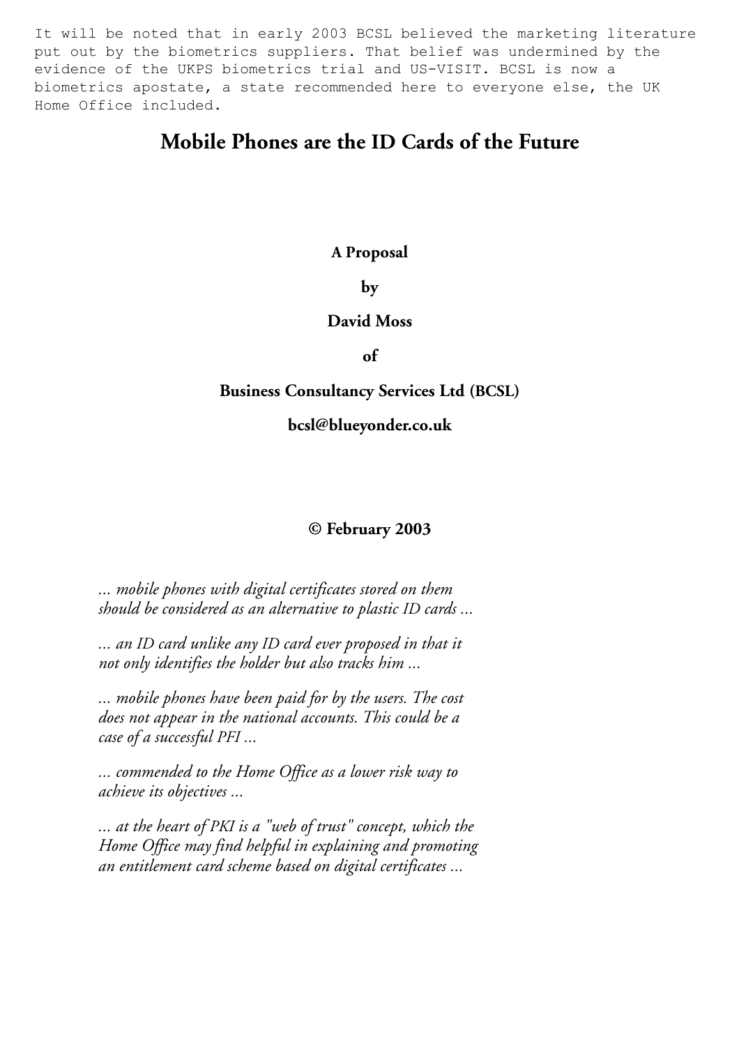It will be noted that in early 2003 BCSL believed the marketing literature put out by the biometrics suppliers. That belief was undermined by the evidence of the UKPS biometrics trial and US-VISIT. BCSL is now a biometrics apostate, a state recommended here to everyone else, the UK Home Office included.

# Mobile Phones are the ID Cards of the Future

**A Proposal**

**by**

**David Moss**

**of**

**Business Consultancy Services Ltd (BCSL)**

**bcsl@blueyonder.co.uk**

**© February 2003**

*... mobile phones with digital certificates stored on them should be considered as an alternative to plastic ID cards ...*

*... an ID card unlike any ID card ever proposed in that it not only identifies the holder but also tracks him ...*

*... mobile phones have been paid for by the users. The cost does not appear in the national accounts. This could be a case of a successful PFI ...*

*... commended to the Home Office as a lower risk way to achieve its objectives ...*

*... at the heart of PKI is a "web of trust" concept, which the Home Office may find helpful in explaining and promoting an entitlement card scheme based on digital certificates ...*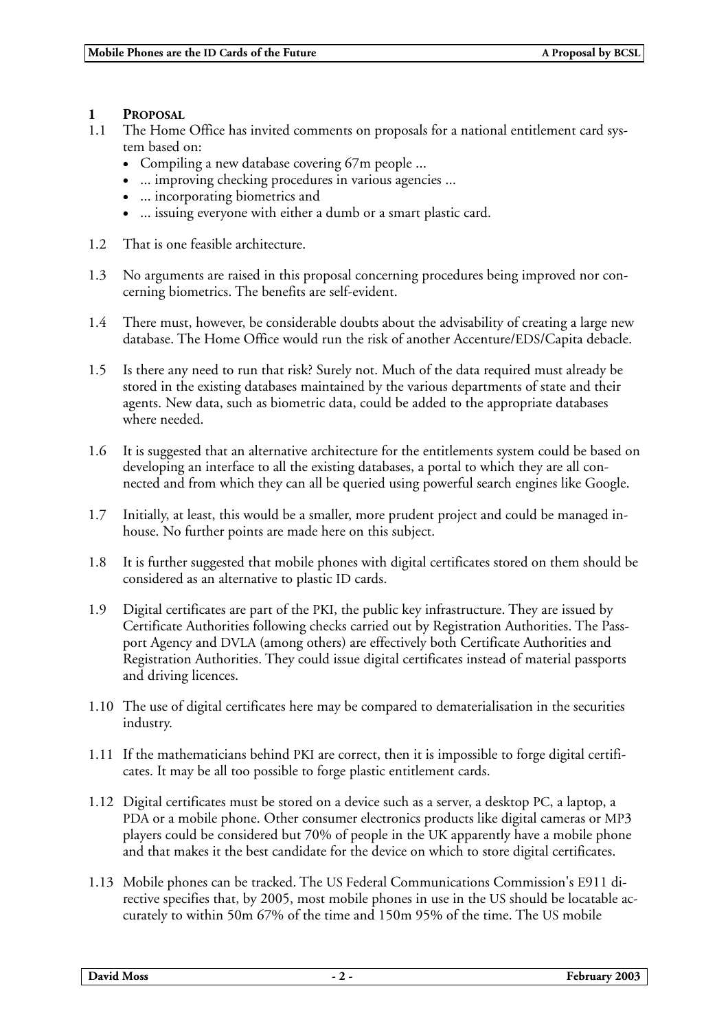## 1 PROPOSAL

1.1 The Home Office has invited comments on proposals for a national entitlement card system based on:

- Compiling a new database covering 67m people ...
- ... improving checking procedures in various agencies ...
- ... incorporating biometrics and
- ... issuing everyone with either a dumb or a smart plastic card.

1.2 That is one feasible architecture.

1.3 No arguments are raised in this proposal concerning procedures being improved nor concerning biometrics. The benefits are self-evident.

1.4 There must, however, be considerable doubts about the advisability of creating a large new database. The Home Office would run the risk of another Accenture/EDS/Capita debacle.

1.5 Is there any need to run that risk? Surely not. Much of the data required must already be stored in the existing databases maintained by the various departments of state and their agents. New data, such as biometric data, could be added to the appropriate databases where needed.

1.6 It is suggested that an alternative architecture for the entitlements system could be based on developing an interface to all the existing databases, a portal to which they are all connected and from which they can all be queried using powerful search engines like Google.

1.7 Initially, at least, this would be a smaller, more prudent project and could be managed in-house. No further points are made here on this subject.

1.8 It is further suggested that mobile phones with digital certificates stored on them should be considered as an alternative to plastic ID cards.

1.9 Digital certificates are part of the PKI, the public key infrastructure. They are issued by Certificate Authorities following checks carried out by Registration Authorities. The Passport Agency and DVLA (among others) are effectively both Certificate Authorities and Registration Authorities. They could issue digital certificates instead of material passports and driving licences.

1.10 The use of digital certificates here may be compared to dematerialisation in the securities industry.

1.11 If the mathematicians behind PKI are correct, then it is impossible to forge digital certificates. It may be all too possible to forge plastic entitlement cards.

1.12 Digital certificates must be stored on a device such as a server, a desktop PC, a laptop, a PDA or a mobile phone. Other consumer electronics products like digital cameras or MP3 players could be considered but 70% of people in the UK apparently have a mobile phone and that makes it the best candidate for the device on which to store digital certificates.

1.13 Mobile phones can be tracked. The US Federal Communications Commission's E911 directive specifies that, by 2005, most mobile phones in use in the US should be locatable accurately to within 50m 67% of the time and 150m 95% of the time. The US mobile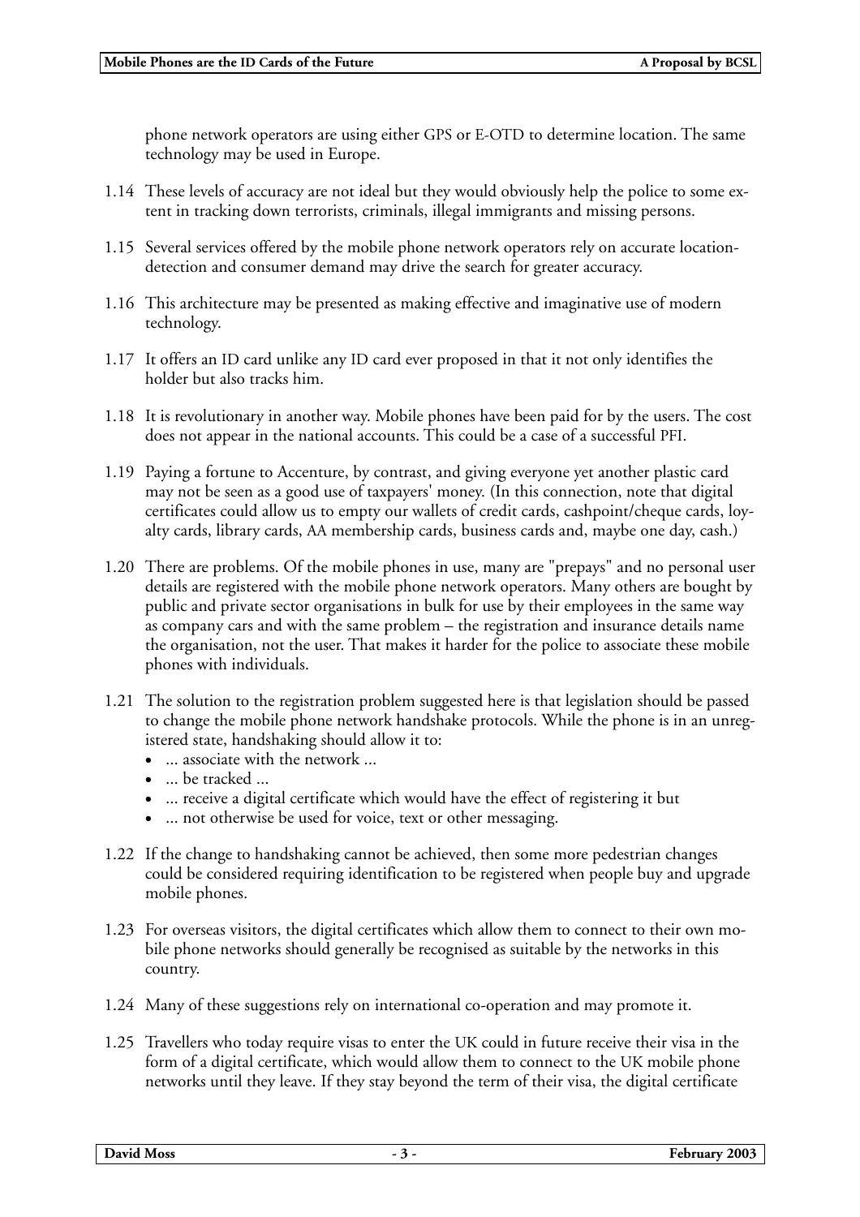phone network operators are using either GPS or E-OTD to determine location. The same technology may be used in Europe.

1.14 These levels of accuracy are not ideal but they would obviously help the police to some extent in tracking down terrorists, criminals, illegal immigrants and missing persons.

1.15 Several services offered by the mobile phone network operators rely on accurate location-detection and consumer demand may drive the search for greater accuracy.

1.16 This architecture may be presented as making effective and imaginative use of modern technology.

1.17 It offers an ID card unlike any ID card ever proposed in that it not only identifies the holder but also tracks him.

1.18 It is revolutionary in another way. Mobile phones have been paid for by the users. The cost does not appear in the national accounts. This could be a case of a successful PFI.

1.19 Paying a fortune to Accenture, by contrast, and giving everyone yet another plastic card may not be seen as a good use of taxpayers' money. (In this connection, note that digital certificates could allow us to empty our wallets of credit cards, cashpoint/cheque cards, loyalty cards, library cards, AA membership cards, business cards and, maybe one day, cash.)

1.20 There are problems. Of the mobile phones in use, many are "prepays" and no personal user details are registered with the mobile phone network operators. Many others are bought by public and private sector organisations in bulk for use by their employees in the same way as company cars and with the same problem – the registration and insurance details name the organisation, not the user. That makes it harder for the police to associate these mobile phones with individuals.

1.21 The solution to the registration problem suggested here is that legislation should be passed to change the mobile phone network handshake protocols. While the phone is in an unregistered state, handshaking should allow it to:

- ... associate with the network ...
- ... be tracked ...
- ... receive a digital certificate which would have the effect of registering it but
- ... not otherwise be used for voice, text or other messaging.

1.22 If the change to handshaking cannot be achieved, then some more pedestrian changes could be considered requiring identification to be registered when people buy and upgrade mobile phones.

1.23 For overseas visitors, the digital certificates which allow them to connect to their own mobile phone networks should generally be recognised as suitable by the networks in this country.

1.24 Many of these suggestions rely on international co-operation and may promote it.

1.25 Travellers who today require visas to enter the UK could in future receive their visa in the form of a digital certificate, which would allow them to connect to the UK mobile phone networks until they leave. If they stay beyond the term of their visa, the digital certificate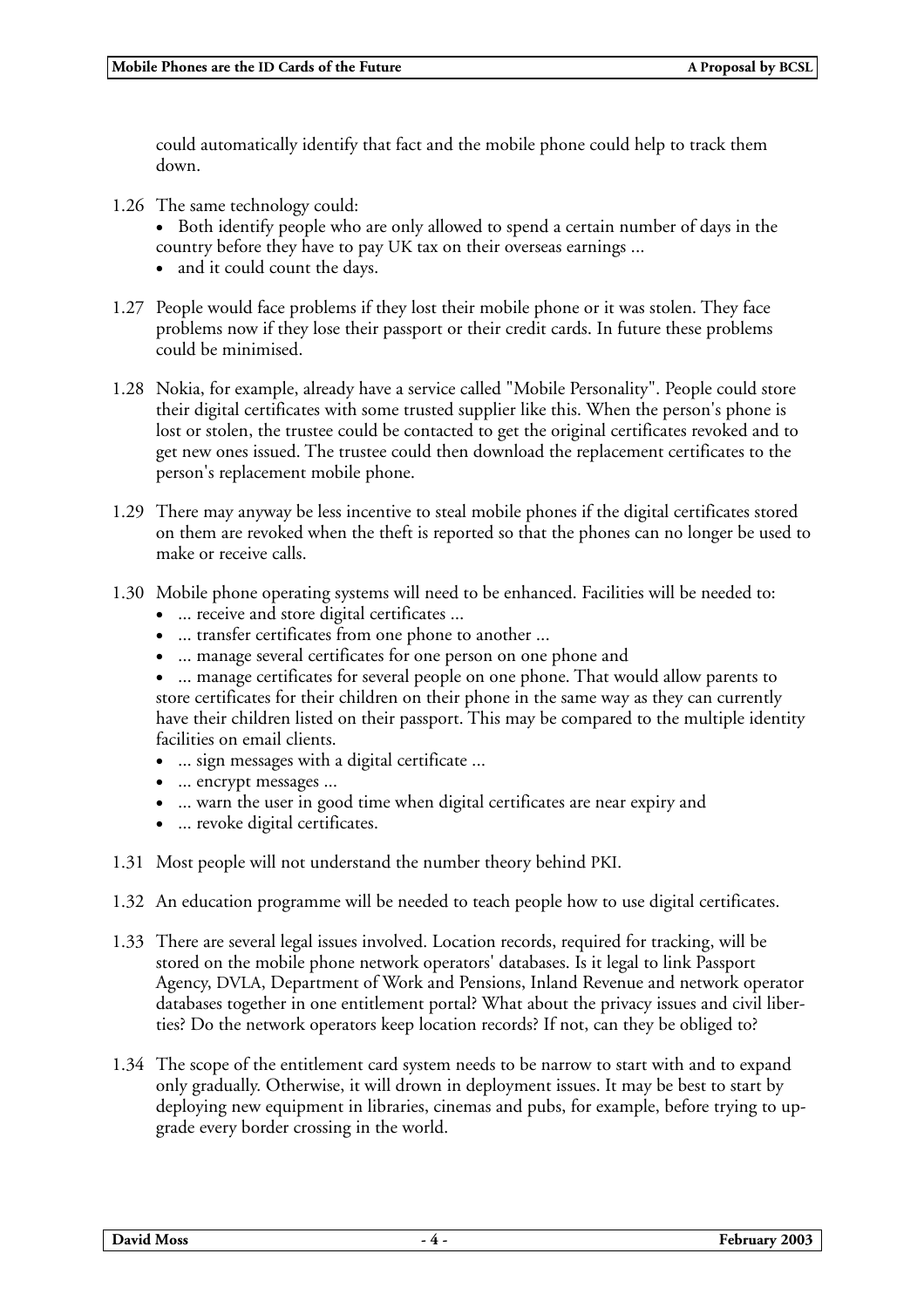could automatically identify that fact and the mobile phone could help to track them down.

1.26 The same technology could:
   - Both identify people who are only allowed to spend a certain number of days in the country before they have to pay UK tax on their overseas earnings ...
   - and it could count the days.

1.27 People would face problems if they lost their mobile phone or it was stolen. They face problems now if they lose their passport or their credit cards. In future these problems could be minimised.

1.28 Nokia, for example, already have a service called "Mobile Personality". People could store their digital certificates with some trusted supplier like this. When the person's phone is lost or stolen, the trustee could be contacted to get the original certificates revoked and to get new ones issued. The trustee could then download the replacement certificates to the person's replacement mobile phone.

1.29 There may anyway be less incentive to steal mobile phones if the digital certificates stored on them are revoked when the theft is reported so that the phones can no longer be used to make or receive calls.

1.30 Mobile phone operating systems will need to be enhanced. Facilities will be needed to:
   - ... receive and store digital certificates ...
   - ... transfer certificates from one phone to another ...
   - ... manage several certificates for one person on one phone and
   - ... manage certificates for several people on one phone. That would allow parents to store certificates for their children on their phone in the same way as they can currently have their children listed on their passport. This may be compared to the multiple identity facilities on email clients.
   - ... sign messages with a digital certificate ...
   - ... encrypt messages ...
   - ... warn the user in good time when digital certificates are near expiry and
   - ... revoke digital certificates.

1.31 Most people will not understand the number theory behind PKI.

1.32 An education programme will be needed to teach people how to use digital certificates.

1.33 There are several legal issues involved. Location records, required for tracking, will be stored on the mobile phone network operators' databases. Is it legal to link Passport Agency, DVLA, Department of Work and Pensions, Inland Revenue and network operator databases together in one entitlement portal? What about the privacy issues and civil liberties? Do the network operators keep location records? If not, can they be obliged to?

1.34 The scope of the entitlement card system needs to be narrow to start with and to expand only gradually. Otherwise, it will drown in deployment issues. It may be best to start by deploying new equipment in libraries, cinemas and pubs, for example, before trying to upgrade every border crossing in the world.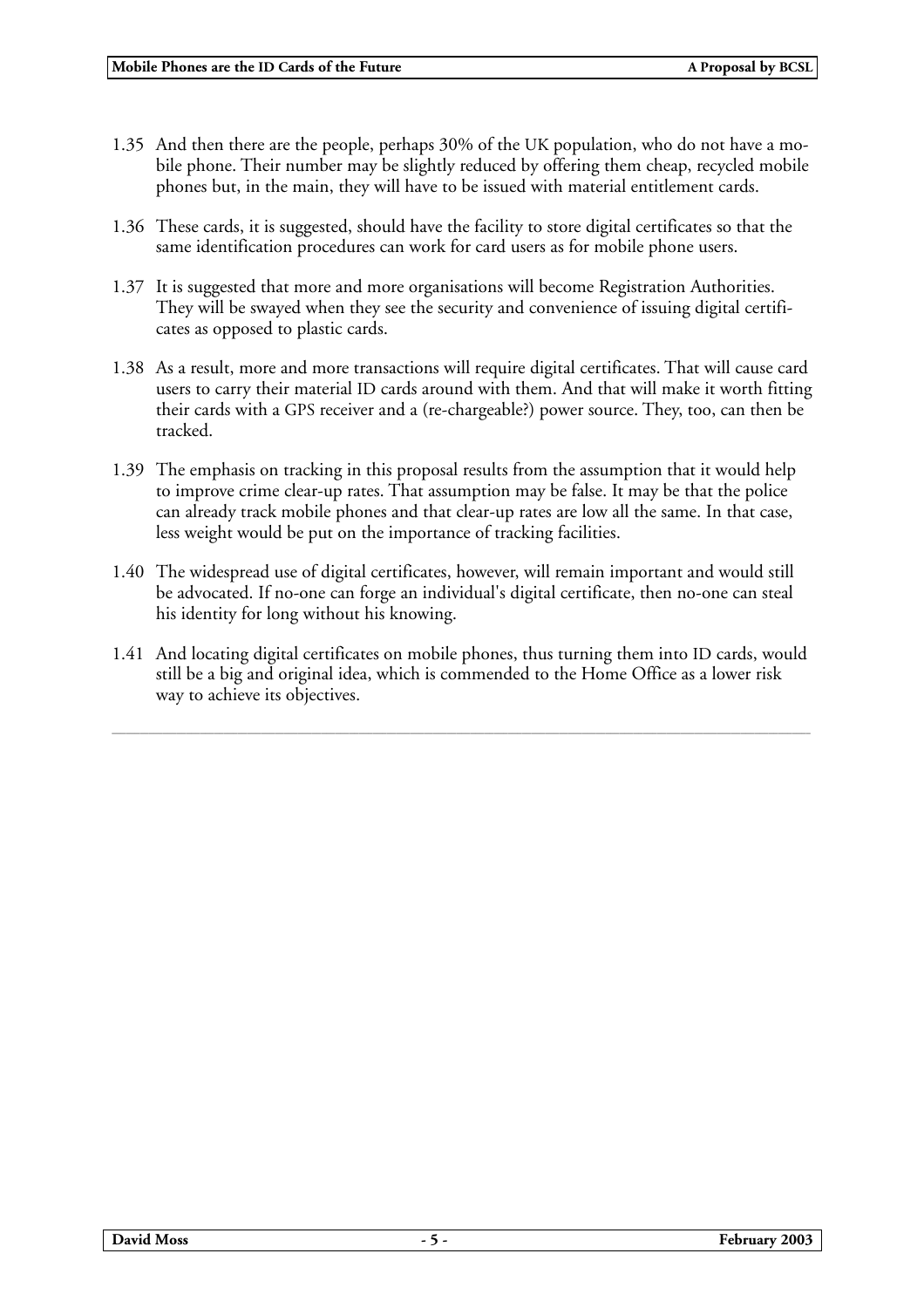1.35 And then there are the people, perhaps 30% of the UK population, who do not have a mobile phone. Their number may be slightly reduced by offering them cheap, recycled mobile phones but, in the main, they will have to be issued with material entitlement cards.

1.36 These cards, it is suggested, should have the facility to store digital certificates so that the same identification procedures can work for card users as for mobile phone users.

1.37 It is suggested that more and more organisations will become Registration Authorities. They will be swayed when they see the security and convenience of issuing digital certificates as opposed to plastic cards.

1.38 As a result, more and more transactions will require digital certificates. That will cause card users to carry their material ID cards around with them. And that will make it worth fitting their cards with a GPS receiver and a (re-chargeable?) power source. They, too, can then be tracked.

1.39 The emphasis on tracking in this proposal results from the assumption that it would help to improve crime clear-up rates. That assumption may be false. It may be that the police can already track mobile phones and that clear-up rates are low all the same. In that case, less weight would be put on the importance of tracking facilities.

1.40 The widespread use of digital certificates, however, will remain important and would still be advocated. If no-one can forge an individual's digital certificate, then no-one can steal his identity for long without his knowing.

1.41 And locating digital certificates on mobile phones, thus turning them into ID cards, would still be a big and original idea, which is commended to the Home Office as a lower risk way to achieve its objectives.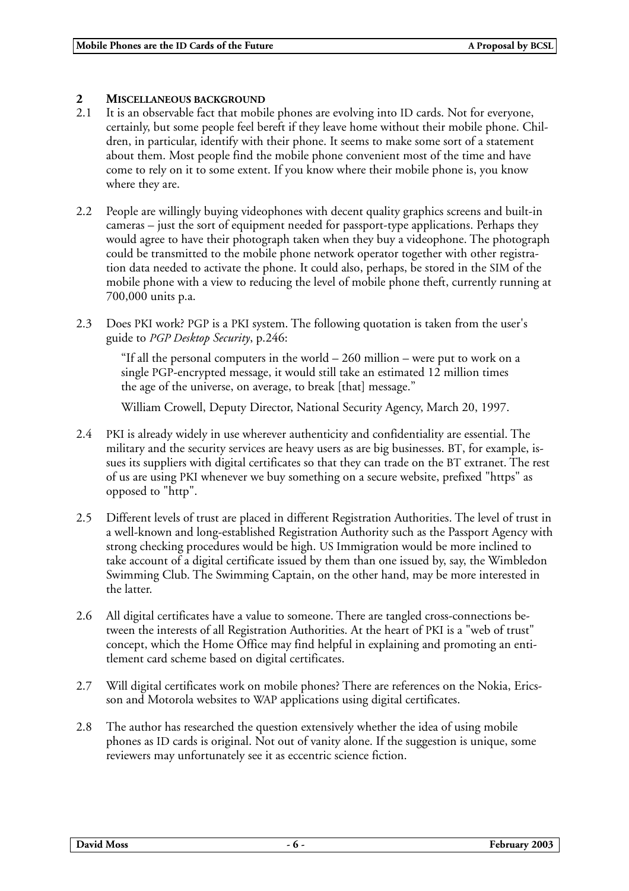## 2 MISCELLANEOUS BACKGROUND

2.1 It is an observable fact that mobile phones are evolving into ID cards. Not for everyone, certainly, but some people feel bereft if they leave home without their mobile phone. Children, in particular, identify with their phone. It seems to make some sort of a statement about them. Most people find the mobile phone convenient most of the time and have come to rely on it to some extent. If you know where their mobile phone is, you know where they are.

2.2 People are willingly buying videophones with decent quality graphics screens and built-in cameras – just the sort of equipment needed for passport-type applications. Perhaps they would agree to have their photograph taken when they buy a videophone. The photograph could be transmitted to the mobile phone network operator together with other registration data needed to activate the phone. It could also, perhaps, be stored in the SIM of the mobile phone with a view to reducing the level of mobile phone theft, currently running at 700,000 units p.a.

2.3 Does PKI work? PGP is a PKI system. The following quotation is taken from the user's guide to *PGP Desktop Security*, p.246:

> "If all the personal computers in the world – 260 million – were put to work on a single PGP-encrypted message, it would still take an estimated 12 million times the age of the universe, on average, to break [that] message."
>
> William Crowell, Deputy Director, National Security Agency, March 20, 1997.

2.4 PKI is already widely in use wherever authenticity and confidentiality are essential. The military and the security services are heavy users as are big businesses. BT, for example, issues its suppliers with digital certificates so that they can trade on the BT extranet. The rest of us are using PKI whenever we buy something on a secure website, prefixed "https" as opposed to "http".

2.5 Different levels of trust are placed in different Registration Authorities. The level of trust in a well-known and long-established Registration Authority such as the Passport Agency with strong checking procedures would be high. US Immigration would be more inclined to take account of a digital certificate issued by them than one issued by, say, the Wimbledon Swimming Club. The Swimming Captain, on the other hand, may be more interested in the latter.

2.6 All digital certificates have a value to someone. There are tangled cross-connections between the interests of all Registration Authorities. At the heart of PKI is a "web of trust" concept, which the Home Office may find helpful in explaining and promoting an entitlement card scheme based on digital certificates.

2.7 Will digital certificates work on mobile phones? There are references on the Nokia, Ericsson and Motorola websites to WAP applications using digital certificates.

2.8 The author has researched the question extensively whether the idea of using mobile phones as ID cards is original. Not out of vanity alone. If the suggestion is unique, some reviewers may unfortunately see it as eccentric science fiction.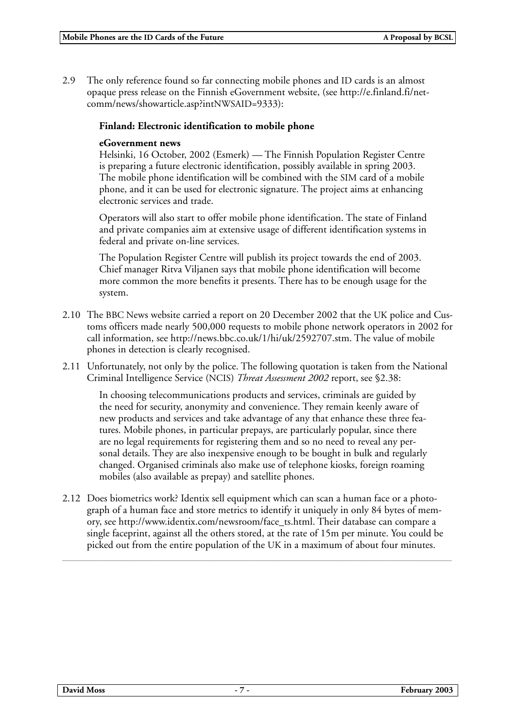2.9 The only reference found so far connecting mobile phones and ID cards is an almost opaque press release on the Finnish eGovernment website, (see http://e.finland.fi/netcomm/news/showarticle.asp?intNWSAID=9333):

> **Finland: Electronic identification to mobile phone**
>
> **eGovernment news**
> Helsinki, 16 October, 2002 (Esmerk) — The Finnish Population Register Centre is preparing a future electronic identification, possibly available in spring 2003. The mobile phone identification will be combined with the SIM card of a mobile phone, and it can be used for electronic signature. The project aims at enhancing electronic services and trade.
>
> Operators will also start to offer mobile phone identification. The state of Finland and private companies aim at extensive usage of different identification systems in federal and private on-line services.
>
> The Population Register Centre will publish its project towards the end of 2003. Chief manager Ritva Viljanen says that mobile phone identification will become more common the more benefits it presents. There has to be enough usage for the system.

2.10 The BBC News website carried a report on 20 December 2002 that the UK police and Customs officers made nearly 500,000 requests to mobile phone network operators in 2002 for call information, see http://news.bbc.co.uk/1/hi/uk/2592707.stm. The value of mobile phones in detection is clearly recognised.

2.11 Unfortunately, not only by the police. The following quotation is taken from the National Criminal Intelligence Service (NCIS) *Threat Assessment 2002* report, see §2.38:

> In choosing telecommunications products and services, criminals are guided by the need for security, anonymity and convenience. They remain keenly aware of new products and services and take advantage of any that enhance these three features. Mobile phones, in particular prepays, are particularly popular, since there are no legal requirements for registering them and so no need to reveal any personal details. They are also inexpensive enough to be bought in bulk and regularly changed. Organised criminals also make use of telephone kiosks, foreign roaming mobiles (also available as prepay) and satellite phones.

2.12 Does biometrics work? Identix sell equipment which can scan a human face or a photograph of a human face and store metrics to identify it uniquely in only 84 bytes of memory, see http://www.identix.com/newsroom/face_ts.html. Their database can compare a single faceprint, against all the others stored, at the rate of 15m per minute. You could be picked out from the entire population of the UK in a maximum of about four minutes.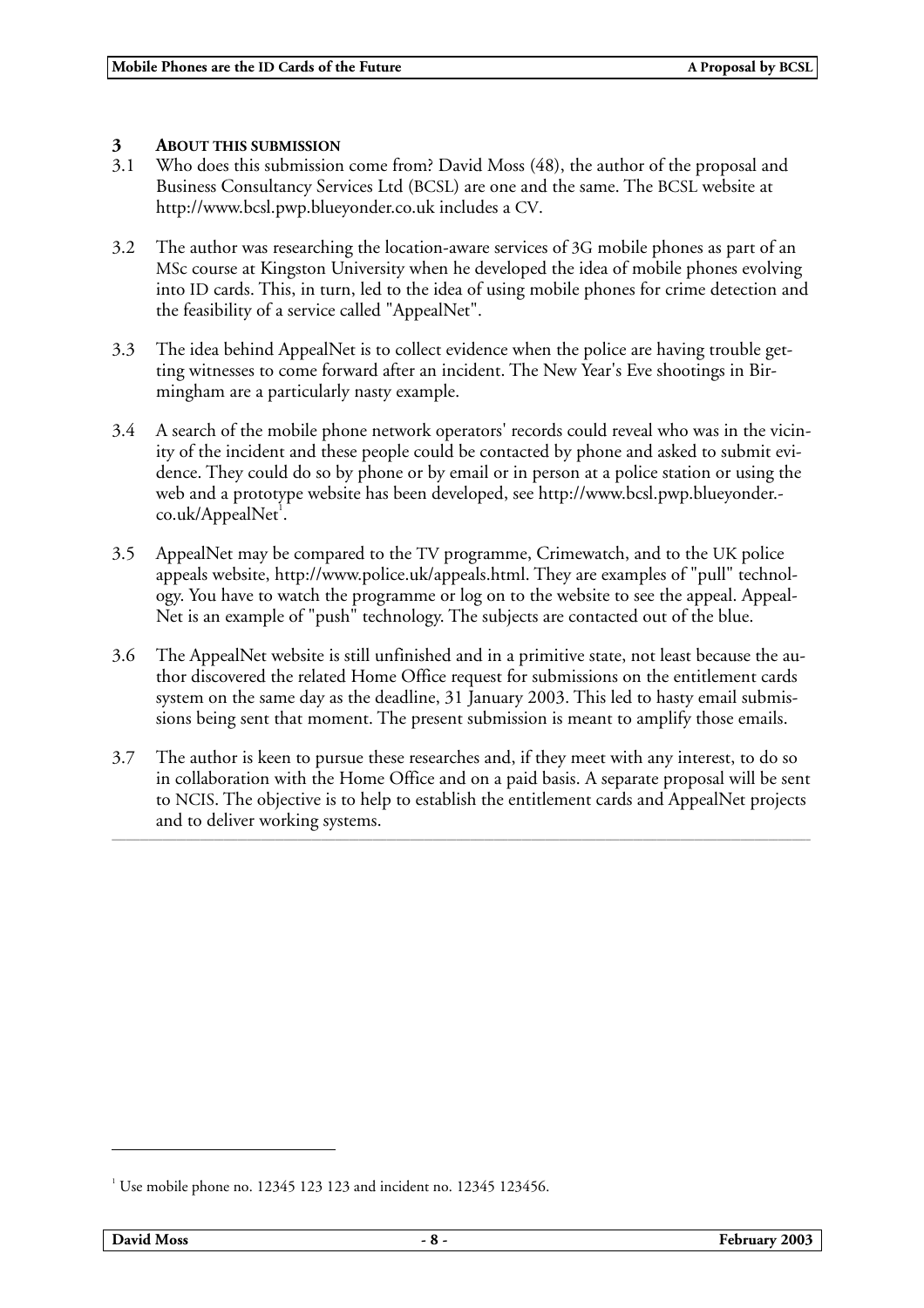## 3 ABOUT THIS SUBMISSION

3.1 Who does this submission come from? David Moss (48), the author of the proposal and Business Consultancy Services Ltd (BCSL) are one and the same. The BCSL website at http://www.bcsl.pwp.blueyonder.co.uk includes a CV.

3.2 The author was researching the location-aware services of 3G mobile phones as part of an MSc course at Kingston University when he developed the idea of mobile phones evolving into ID cards. This, in turn, led to the idea of using mobile phones for crime detection and the feasibility of a service called "AppealNet".

3.3 The idea behind AppealNet is to collect evidence when the police are having trouble getting witnesses to come forward after an incident. The New Year's Eve shootings in Birmingham are a particularly nasty example.

3.4 A search of the mobile phone network operators' records could reveal who was in the vicinity of the incident and these people could be contacted by phone and asked to submit evidence. They could do so by phone or by email or in person at a police station or using the web and a prototype website has been developed, see http://www.bcsl.pwp.blueyonder.co.uk/AppealNet[1].

3.5 AppealNet may be compared to the TV programme, Crimewatch, and to the UK police appeals website, http://www.police.uk/appeals.html. They are examples of "pull" technology. You have to watch the programme or log on to the website to see the appeal. AppealNet is an example of "push" technology. The subjects are contacted out of the blue.

3.6 The AppealNet website is still unfinished and in a primitive state, not least because the author discovered the related Home Office request for submissions on the entitlement cards system on the same day as the deadline, 31 January 2003. This led to hasty email submissions being sent that moment. The present submission is meant to amplify those emails.

3.7 The author is keen to pursue these researches and, if they meet with any interest, to do so in collaboration with the Home Office and on a paid basis. A separate proposal will be sent to NCIS. The objective is to help to establish the entitlement cards and AppealNet projects and to deliver working systems.

---

[1] Use mobile phone no. 12345 123 123 and incident no. 12345 123456.